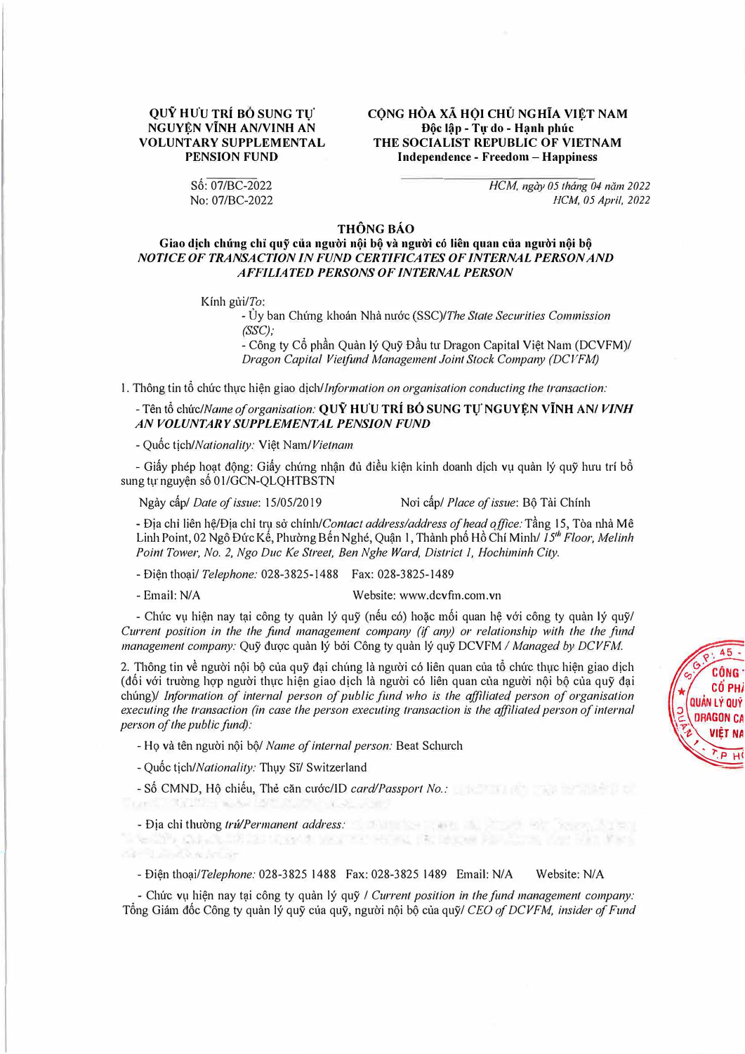**QUỸ HƯU TRÍ BỔ SUNG TỰ NGUYỆN VĨNH AN/VINH AN VOLUNTARY SUPPLEMENTAL PENSION FUND**

Số: 07/BC-2022
No: 07/BC-2022

**CỘNG HÒA XÃ HỘI CHỦ NGHĨA VIỆT NAM**
**Độc lập - Tự do - Hạnh phúc**
**THE SOCIALIST REPUBLIC OF VIETNAM**
**Independence - Freedom – Happiness**

*HCM, ngày 05 tháng 04 năm 2022*
*HCM, 05 April, 2022*

# THÔNG BÁO

**Giao dịch chứng chỉ quỹ của người nội bộ và người có liên quan của người nội bộ**
***NOTICE OF TRANSACTION IN FUND CERTIFICATES OF INTERNAL PERSON AND AFFILIATED PERSONS OF INTERNAL PERSON***

Kính gửi/*To*:
- Ủy ban Chứng khoán Nhà nước (SSC)/*The State Securities Commission (SSC);*
- Công ty Cổ phần Quản lý Quỹ Đầu tư Dragon Capital Việt Nam (DCVFM)/ *Dragon Capital Vietfund Management Joint Stock Company (DCVFM)*

1. Thông tin tổ chức thực hiện giao dịch/*Information on organisation conducting the transaction:*

- Tên tổ chức/*Name of organisation:* **QUỸ HƯU TRÍ BỔ SUNG TỰ NGUYỆN VĨNH AN/ *VINH AN VOLUNTARY SUPPLEMENTAL PENSION FUND***
- Quốc tịch/*Nationality:* Việt Nam/*Vietnam*
- Giấy phép hoạt động: Giấy chứng nhận đủ điều kiện kinh doanh dịch vụ quản lý quỹ hưu trí bổ sung tự nguyện số 01/GCN-QLQHTBSTN

  Ngày cấp/ *Date of issue*: 15/05/2019 Nơi cấp/ *Place of issue*: Bộ Tài Chính
- Địa chỉ liên hệ/Địa chỉ trụ sở chính/*Contact address/address of head office:* Tầng 15, Tòa nhà Mê Linh Point, 02 Ngô Đức Kế, Phường Bến Nghé, Quận 1, Thành phố Hồ Chí Minh/ *15th Floor, Melinh Point Tower, No. 2, Ngo Duc Ke Street, Ben Nghe Ward, District 1, Hochiminh City.*
- Điện thoại/ *Telephone:* 028-3825-1488 Fax: 028-3825-1489
- Email: N/A Website: www.dcvfm.com.vn
- Chức vụ hiện nay tại công ty quản lý quỹ (nếu có) hoặc mối quan hệ với công ty quản lý quỹ/ *Current position in the fund management company (if any) or relationship with the the fund management company:* Quỹ được quản lý bởi Công ty quản lý quỹ DCVFM / *Managed by DCVFM.*

2. Thông tin về người nội bộ của quỹ đại chúng là người có liên quan của tổ chức thực hiện giao dịch (đối với trường hợp người thực hiện giao dịch là người có liên quan của người nội bộ của quỹ đại chúng)/ *Information of internal person of public fund who is the affiliated person of organisation executing the transaction (in case the person executing transaction is the affiliated person of internal person of the public fund):*

- Họ và tên người nội bộ/ *Name of internal person:* Beat Schurch
- Quốc tịch/*Nationality:* Thụy Sĩ/ Switzerland
- Số CMND, Hộ chiếu, Thẻ căn cước/ID *card/Passport No.:*
- Địa chỉ thường *trú/Permanent address:*
- Điện thoại/*Telephone:* 028-3825 1488 Fax: 028-3825 1489 Email: N/A Website: N/A
- Chức vụ hiện nay tại công ty quản lý quỹ / *Current position in the fund management company:* Tổng Giám đốc Công ty quản lý quỹ của quỹ, người nội bộ của quỹ/ *CEO of DCVFM, insider of Fund*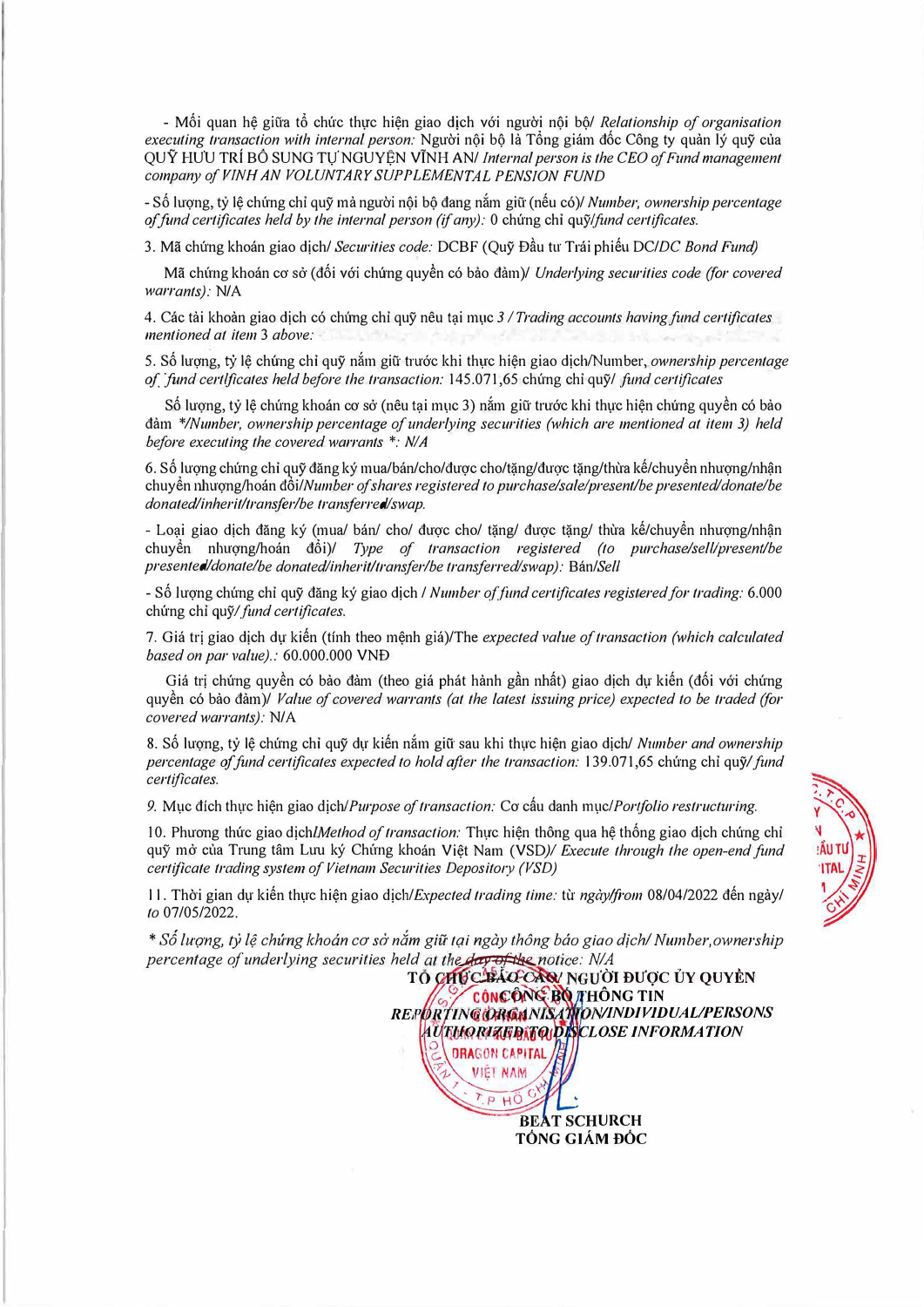- Mối quan hệ giữa tổ chức thực hiện giao dịch với người nội bộ/ *Relationship of organisation executing transaction with internal person:* Người nội bộ là Tổng giám đốc Công ty quản lý quỹ của QUỸ HƯU TRÍ BỔ SUNG TỰ NGUYỆN VĨNH AN/ *Internal person is the CEO of Fund management company of VINH AN VOLUNTARY SUPPLEMENTAL PENSION FUND*

- Số lượng, tỷ lệ chứng chỉ quỹ mà người nội bộ đang nắm giữ (nếu có)/ *Number, ownership percentage of fund certificates held by the internal person (if any):* 0 chứng chỉ quỹ/*fund certificates.*

3. Mã chứng khoán giao dịch/ *Securities code:* DCBF (Quỹ Đầu tư Trái phiếu DC/*DC Bond Fund)*

Mã chứng khoán cơ sở (đối với chứng quyền có bảo đảm)/ *Underlying securities code (for covered warrants):* N/A

4. Các tài khoản giao dịch có chứng chỉ quỹ nêu tại mục *3 / Trading accounts having fund certificates mentioned at item* 3 *above:*

5. Số lượng, tỷ lệ chứng chỉ quỹ nắm giữ trước khi thực hiện giao dịch/Number, *ownership percentage of fund certificates held before the transaction:* 145.071,65 chứng chỉ quỹ/ *fund certificates*

Số lượng, tỷ lệ chứng khoán cơ sở (nêu tại mục 3) nắm giữ trước khi thực hiện chứng quyền có bảo đảm */Number, ownership percentage of underlying securities (which are mentioned at item 3) held before executing the covered warrants *: N/A*

6. Số lượng chứng chỉ quỹ đăng ký mua/bán/cho/được cho/tặng/được tặng/thừa kế/chuyển nhượng/nhận chuyển nhượng/hoán đổi/*Number of shares registered to purchase/sale/present/be presented/donate/be donated/inherit/transfer/be transferred/swap.*

- Loại giao dịch đăng ký (mua/ bán/ cho/ được cho/ tặng/ được tặng/ thừa kế/chuyển nhượng/nhận chuyển nhượng/hoán đổi)/ *Type of transaction registered (to purchase/sell/present/be presented/donate/be donated/inherit/transfer/be transferred/swap):* Bán/*Sell*

- Số lượng chứng chỉ quỹ đăng ký giao dịch / *Number of fund certificates registered for trading:* 6.000 chứng chỉ quỹ/ *fund certificates*

7. Giá trị giao dịch dự kiến (tính theo mệnh giá)/The *expected value of transaction (which calculated based on par value).:* 60.000.000 VNĐ

Giá trị chứng quyền có bảo đảm (theo giá phát hành gần nhất) giao dịch dự kiến (đối với chứng quyền có bảo đảm)/ *Value of covered warrants (at the latest issuing price) expected to be traded (for covered warrants):* N/A

8. Số lượng, tỷ lệ chứng chỉ quỹ dự kiến nắm giữ sau khi thực hiện giao dịch/ *Number and ownership percentage of fund certificates expected to hold after the transaction:* 139.071,65 chứng chỉ quỹ/ *fund certificates.*

*9.* Mục đích thực hiện giao dịch/*Purpose of transaction:* Cơ cấu danh mục/*Portfolio restructuring.*

10. Phương thức giao dịch/*Method of transaction:* Thực hiện thông qua hệ thống giao dịch chứng chỉ quỹ mở của Trung tâm Lưu ký Chứng khoán Việt Nam (VSD)/ *Execute through the open-end fund certificate trading system of Vietnam Securities Depository (VSD)*

11. Thời gian dự kiến thực hiện giao dịch/*Expected trading time:* từ *ngày/from* 08/04/2022 đến ngày/ *to* 07/05/2022.

*\* Số lượng, tỷ lệ chứng khoán cơ sở nắm giữ tại ngày thông báo giao dịch/ Number, ownership percentage of underlying securities held at the day of the notice: N/A*

**TỔ CHỨC BÁO CÁO/ NGƯỜI ĐƯỢC ỦY QUYỀN CÔNG BỐ THÔNG TIN**
***REPORTING ORGANISATION/INDIVIDUAL/PERSONS AUTHORIZED TO DISCLOSE INFORMATION***

DRAGON CAPITAL VIỆT NAM

**BEAT SCHURCH**
**TỔNG GIÁM ĐỐC**